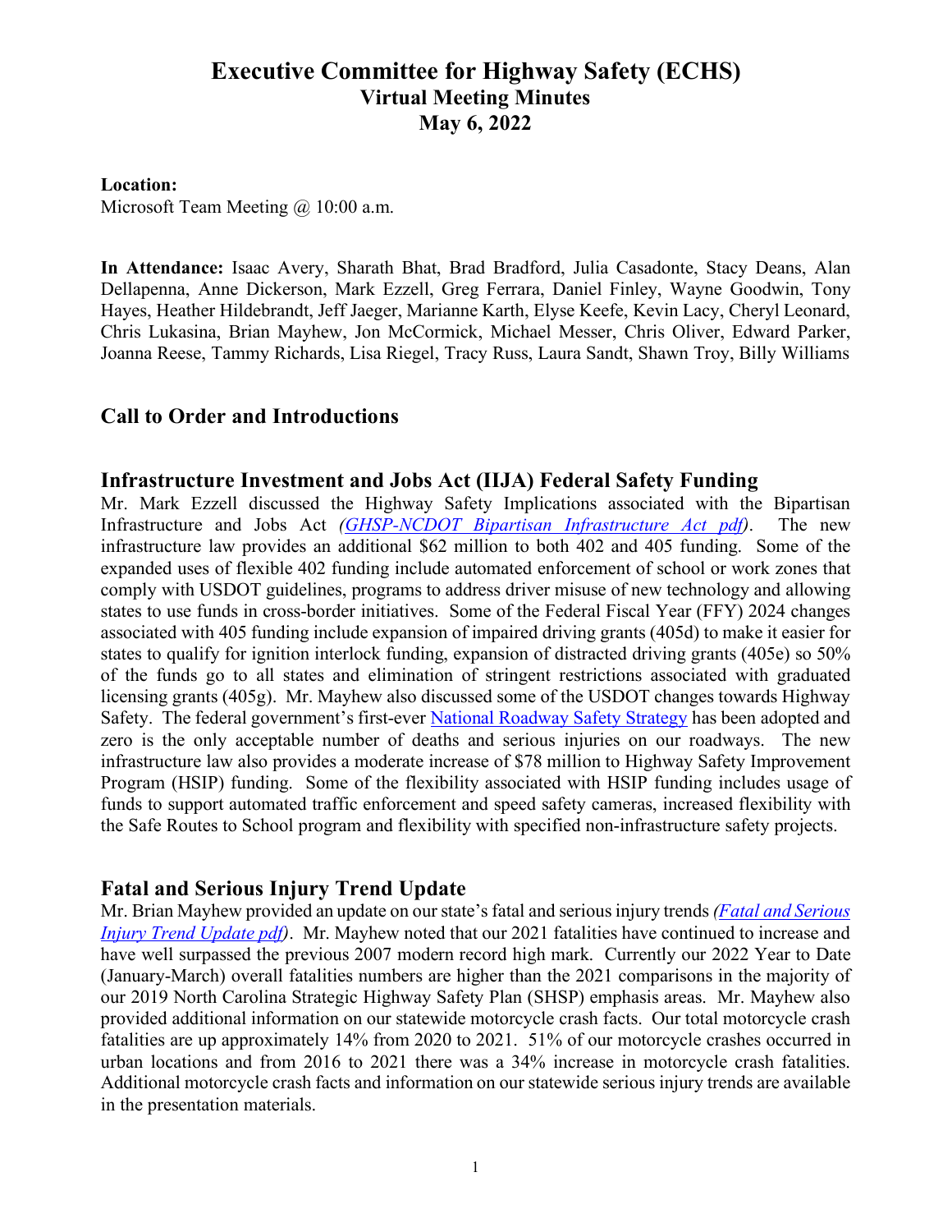# Executive Committee for Highway Safety (ECHS)
## Virtual Meeting Minutes
## May 6, 2022

**Location:**
Microsoft Team Meeting @ 10:00 a.m.

**In Attendance:** Isaac Avery, Sharath Bhat, Brad Bradford, Julia Casadonte, Stacy Deans, Alan Dellapenna, Anne Dickerson, Mark Ezzell, Greg Ferrara, Daniel Finley, Wayne Goodwin, Tony Hayes, Heather Hildebrandt, Jeff Jaeger, Marianne Karth, Elyse Keefe, Kevin Lacy, Cheryl Leonard, Chris Lukasina, Brian Mayhew, Jon McCormick, Michael Messer, Chris Oliver, Edward Parker, Joanna Reese, Tammy Richards, Lisa Riegel, Tracy Russ, Laura Sandt, Shawn Troy, Billy Williams

## Call to Order and Introductions

## Infrastructure Investment and Jobs Act (IIJA) Federal Safety Funding

Mr. Mark Ezzell discussed the Highway Safety Implications associated with the Bipartisan Infrastructure and Jobs Act *(GHSP-NCDOT Bipartisan Infrastructure Act pdf)*. The new infrastructure law provides an additional $62 million to both 402 and 405 funding. Some of the expanded uses of flexible 402 funding include automated enforcement of school or work zones that comply with USDOT guidelines, programs to address driver misuse of new technology and allowing states to use funds in cross-border initiatives. Some of the Federal Fiscal Year (FFY) 2024 changes associated with 405 funding include expansion of impaired driving grants (405d) to make it easier for states to qualify for ignition interlock funding, expansion of distracted driving grants (405e) so 50% of the funds go to all states and elimination of stringent restrictions associated with graduated licensing grants (405g). Mr. Mayhew also discussed some of the USDOT changes towards Highway Safety. The federal government's first-ever National Roadway Safety Strategy has been adopted and zero is the only acceptable number of deaths and serious injuries on our roadways. The new infrastructure law also provides a moderate increase of $78 million to Highway Safety Improvement Program (HSIP) funding. Some of the flexibility associated with HSIP funding includes usage of funds to support automated traffic enforcement and speed safety cameras, increased flexibility with the Safe Routes to School program and flexibility with specified non-infrastructure safety projects.

## Fatal and Serious Injury Trend Update

Mr. Brian Mayhew provided an update on our state's fatal and serious injury trends *(Fatal and Serious Injury Trend Update pdf)*. Mr. Mayhew noted that our 2021 fatalities have continued to increase and have well surpassed the previous 2007 modern record high mark. Currently our 2022 Year to Date (January-March) overall fatalities numbers are higher than the 2021 comparisons in the majority of our 2019 North Carolina Strategic Highway Safety Plan (SHSP) emphasis areas. Mr. Mayhew also provided additional information on our statewide motorcycle crash facts. Our total motorcycle crash fatalities are up approximately 14% from 2020 to 2021. 51% of our motorcycle crashes occurred in urban locations and from 2016 to 2021 there was a 34% increase in motorcycle crash fatalities. Additional motorcycle crash facts and information on our statewide serious injury trends are available in the presentation materials.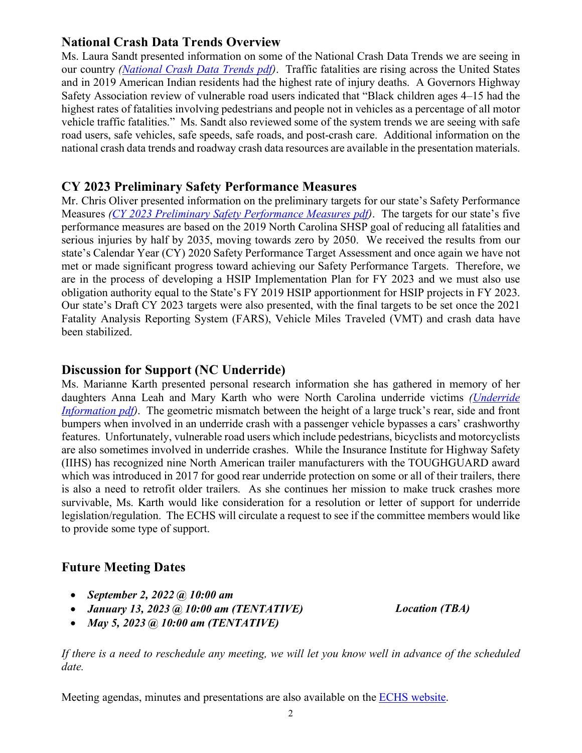## National Crash Data Trends Overview

Ms. Laura Sandt presented information on some of the National Crash Data Trends we are seeing in our country *(National Crash Data Trends pdf)*. Traffic fatalities are rising across the United States and in 2019 American Indian residents had the highest rate of injury deaths. A Governors Highway Safety Association review of vulnerable road users indicated that "Black children ages 4–15 had the highest rates of fatalities involving pedestrians and people not in vehicles as a percentage of all motor vehicle traffic fatalities." Ms. Sandt also reviewed some of the system trends we are seeing with safe road users, safe vehicles, safe speeds, safe roads, and post-crash care. Additional information on the national crash data trends and roadway crash data resources are available in the presentation materials.

## CY 2023 Preliminary Safety Performance Measures

Mr. Chris Oliver presented information on the preliminary targets for our state's Safety Performance Measures *(CY 2023 Preliminary Safety Performance Measures pdf)*. The targets for our state's five performance measures are based on the 2019 North Carolina SHSP goal of reducing all fatalities and serious injuries by half by 2035, moving towards zero by 2050. We received the results from our state's Calendar Year (CY) 2020 Safety Performance Target Assessment and once again we have not met or made significant progress toward achieving our Safety Performance Targets. Therefore, we are in the process of developing a HSIP Implementation Plan for FY 2023 and we must also use obligation authority equal to the State's FY 2019 HSIP apportionment for HSIP projects in FY 2023. Our state's Draft CY 2023 targets were also presented, with the final targets to be set once the 2021 Fatality Analysis Reporting System (FARS), Vehicle Miles Traveled (VMT) and crash data have been stabilized.

## Discussion for Support (NC Underride)

Ms. Marianne Karth presented personal research information she has gathered in memory of her daughters Anna Leah and Mary Karth who were North Carolina underride victims *(Underride Information pdf)*. The geometric mismatch between the height of a large truck's rear, side and front bumpers when involved in an underride crash with a passenger vehicle bypasses a cars' crashworthy features. Unfortunately, vulnerable road users which include pedestrians, bicyclists and motorcyclists are also sometimes involved in underride crashes. While the Insurance Institute for Highway Safety (IIHS) has recognized nine North American trailer manufacturers with the TOUGHGUARD award which was introduced in 2017 for good rear underride protection on some or all of their trailers, there is also a need to retrofit older trailers. As she continues her mission to make truck crashes more survivable, Ms. Karth would like consideration for a resolution or letter of support for underride legislation/regulation. The ECHS will circulate a request to see if the committee members would like to provide some type of support.

## Future Meeting Dates

- ***September 2, 2022 @ 10:00 am***
- ***January 13, 2023 @ 10:00 am (TENTATIVE)*** ***Location (TBA)***
- ***May 5, 2023 @ 10:00 am (TENTATIVE)***

*If there is a need to reschedule any meeting, we will let you know well in advance of the scheduled date.*

Meeting agendas, minutes and presentations are also available on the ECHS website.